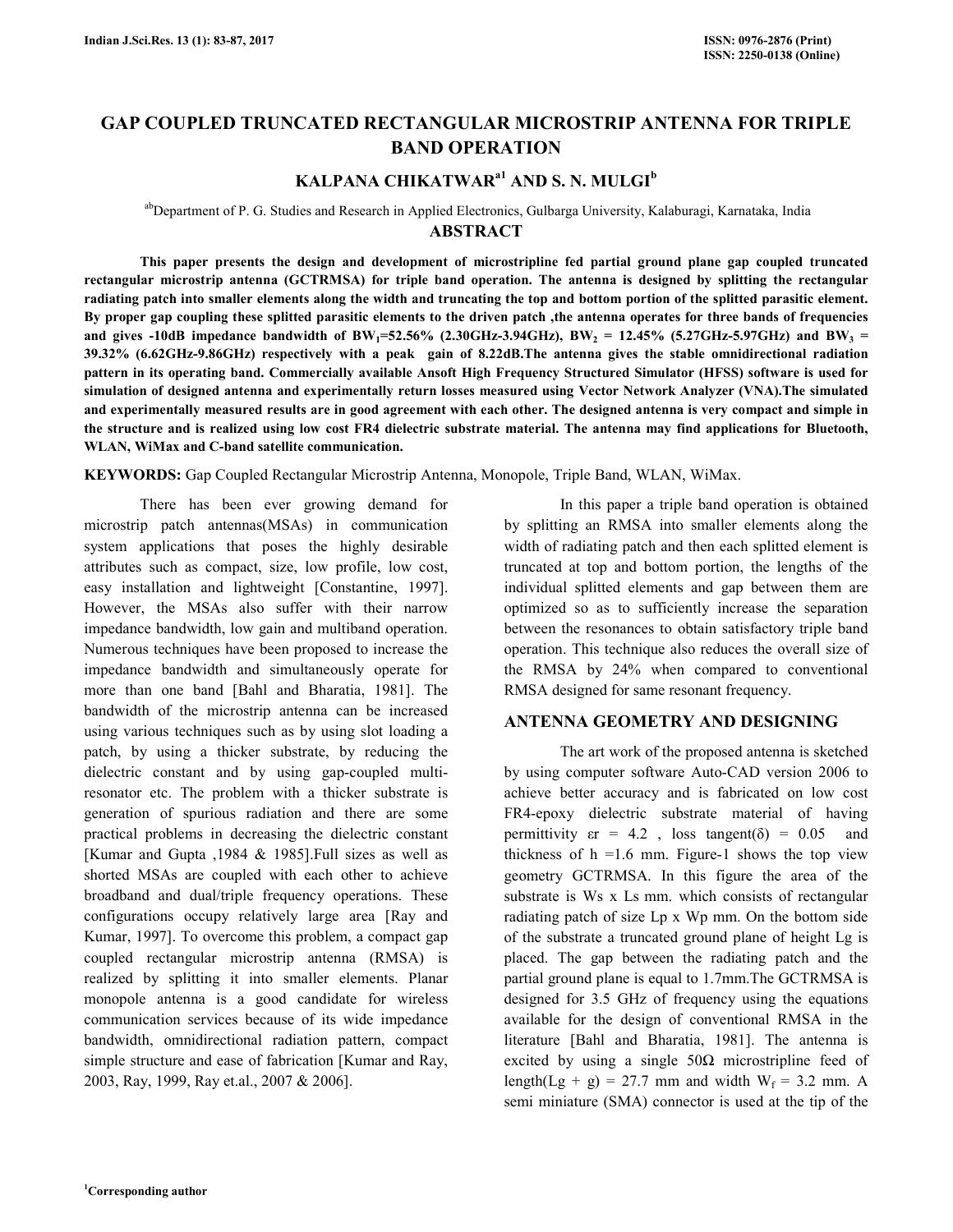# GAP COUPLED TRUNCATED RECTANGULAR MICROSTRIP ANTENNA FOR TRIPLE BAND OPERATION

## KALPANA CHIKATWAR[a1] AND S. N. MULGI[b]

[ab]Department of P. G. Studies and Research in Applied Electronics, Gulbarga University, Kalaburagi, Karnataka, India

## ABSTRACT

**This paper presents the design and development of microstripline fed partial ground plane gap coupled truncated rectangular microstrip antenna (GCTRMSA) for triple band operation. The antenna is designed by splitting the rectangular radiating patch into smaller elements along the width and truncating the top and bottom portion of the splitted parasitic element. By proper gap coupling these splitted parasitic elements to the driven patch ,the antenna operates for three bands of frequencies and gives -10dB impedance bandwidth of $BW_1$=52.56% (2.30GHz-3.94GHz), $BW_2$ = 12.45% (5.27GHz-5.97GHz) and $BW_3$ = 39.32% (6.62GHz-9.86GHz) respectively with a peak gain of 8.22dB.The antenna gives the stable omnidirectional radiation pattern in its operating band. Commercially available Ansoft High Frequency Structured Simulator (HFSS) software is used for simulation of designed antenna and experimentally return losses measured using Vector Network Analyzer (VNA).The simulated and experimentally measured results are in good agreement with each other. The designed antenna is very compact and simple in the structure and is realized using low cost FR4 dielectric substrate material. The antenna may find applications for Bluetooth, WLAN, WiMax and C-band satellite communication.**

**KEYWORDS:** Gap Coupled Rectangular Microstrip Antenna, Monopole, Triple Band, WLAN, WiMax.

There has been ever growing demand for microstrip patch antennas(MSAs) in communication system applications that poses the highly desirable attributes such as compact, size, low profile, low cost, easy installation and lightweight [Constantine, 1997]. However, the MSAs also suffer with their narrow impedance bandwidth, low gain and multiband operation. Numerous techniques have been proposed to increase the impedance bandwidth and simultaneously operate for more than one band [Bahl and Bharatia, 1981]. The bandwidth of the microstrip antenna can be increased using various techniques such as by using slot loading a patch, by using a thicker substrate, by reducing the dielectric constant and by using gap-coupled multi-resonator etc. The problem with a thicker substrate is generation of spurious radiation and there are some practical problems in decreasing the dielectric constant [Kumar and Gupta ,1984 & 1985].Full sizes as well as shorted MSAs are coupled with each other to achieve broadband and dual/triple frequency operations. These configurations occupy relatively large area [Ray and Kumar, 1997]. To overcome this problem, a compact gap coupled rectangular microstrip antenna (RMSA) is realized by splitting it into smaller elements. Planar monopole antenna is a good candidate for wireless communication services because of its wide impedance bandwidth, omnidirectional radiation pattern, compact simple structure and ease of fabrication [Kumar and Ray, 2003, Ray, 1999, Ray et.al., 2007 & 2006].

In this paper a triple band operation is obtained by splitting an RMSA into smaller elements along the width of radiating patch and then each splitted element is truncated at top and bottom portion, the lengths of the individual splitted elements and gap between them are optimized so as to sufficiently increase the separation between the resonances to obtain satisfactory triple band operation. This technique also reduces the overall size of the RMSA by 24% when compared to conventional RMSA designed for same resonant frequency.

## ANTENNA GEOMETRY AND DESIGNING

The art work of the proposed antenna is sketched by using computer software Auto-CAD version 2006 to achieve better accuracy and is fabricated on low cost FR4-epoxy dielectric substrate material of having permittivity $\varepsilon r$ = 4.2 , loss tangent($\delta$) = 0.05 and thickness of h =1.6 mm. Figure-1 shows the top view geometry GCTRMSA. In this figure the area of the substrate is Ws x Ls mm. which consists of rectangular radiating patch of size Lp x Wp mm. On the bottom side of the substrate a truncated ground plane of height Lg is placed. The gap between the radiating patch and the partial ground plane is equal to 1.7mm.The GCTRMSA is designed for 3.5 GHz of frequency using the equations available for the design of conventional RMSA in the literature [Bahl and Bharatia, 1981]. The antenna is excited by using a single 50Ω microstripline feed of length(Lg + g) = 27.7 mm and width $W_f$ = 3.2 mm. A semi miniature (SMA) connector is used at the tip of the

[1]Corresponding author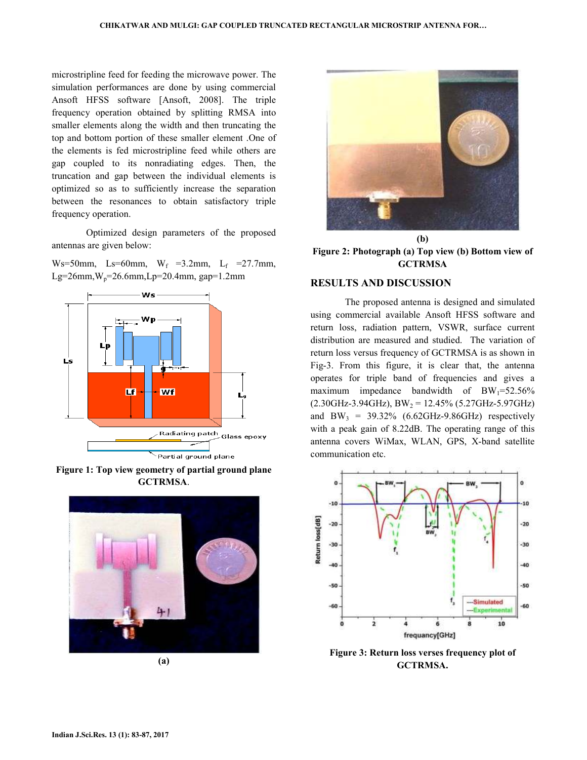microstripline feed for feeding the microwave power. The simulation performances are done by using commercial Ansoft HFSS software [Ansoft, 2008]. The triple frequency operation obtained by splitting RMSA into smaller elements along the width and then truncating the top and bottom portion of these smaller element .One of the elements is fed microstripline feed while others are gap coupled to its nonradiating edges. Then, the truncation and gap between the individual elements is optimized so as to sufficiently increase the separation between the resonances to obtain satisfactory triple frequency operation.

Optimized design parameters of the proposed antennas are given below:

Ws=50mm, Ls=60mm, $W_f$ =3.2mm, $L_f$ =27.7mm, Lg=26mm,$W_p$=26.6mm,Lp=20.4mm, gap=1.2mm

**Figure 1: Top view geometry of partial ground plane GCTRMSA**.

(a)

(b)

**Figure 2: Photograph (a) Top view (b) Bottom view of GCTRMSA**

## RESULTS AND DISCUSSION

The proposed antenna is designed and simulated using commercial available Ansoft HFSS software and return loss, radiation pattern, VSWR, surface current distribution are measured and studied. The variation of return loss versus frequency of GCTRMSA is as shown in Fig-3. From this figure, it is clear that, the antenna operates for triple band of frequencies and gives a maximum impedance bandwidth of $BW_1$=52.56% (2.30GHz-3.94GHz), $BW_2$ = 12.45% (5.27GHz-5.97GHz) and $BW_3$ = 39.32% (6.62GHz-9.86GHz) respectively with a peak gain of 8.22dB. The operating range of this antenna covers WiMax, WLAN, GPS, X-band satellite communication etc.

**Figure 3: Return loss verses frequency plot of GCTRMSA.**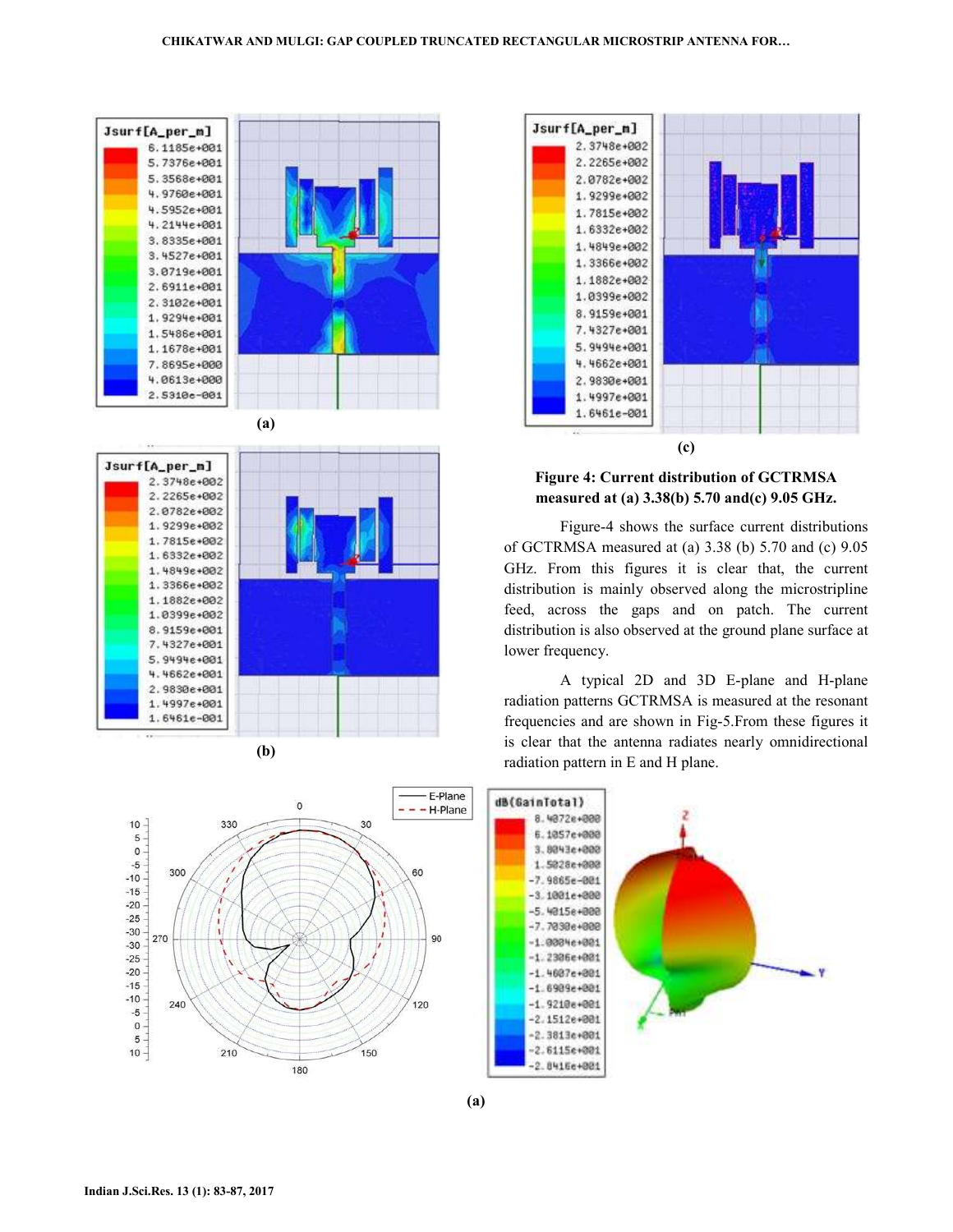(a)

(b)

(c)

**Figure 4: Current distribution of GCTRMSA measured at (a) 3.38(b) 5.70 and(c) 9.05 GHz.**

Figure-4 shows the surface current distributions of GCTRMSA measured at (a) 3.38 (b) 5.70 and (c) 9.05 GHz. From this figures it is clear that, the current distribution is mainly observed along the microstripline feed, across the gaps and on patch. The current distribution is also observed at the ground plane surface at lower frequency.

A typical 2D and 3D E-plane and H-plane radiation patterns GCTRMSA is measured at the resonant frequencies and are shown in Fig-5.From these figures it is clear that the antenna radiates nearly omnidirectional radiation pattern in E and H plane.

(a)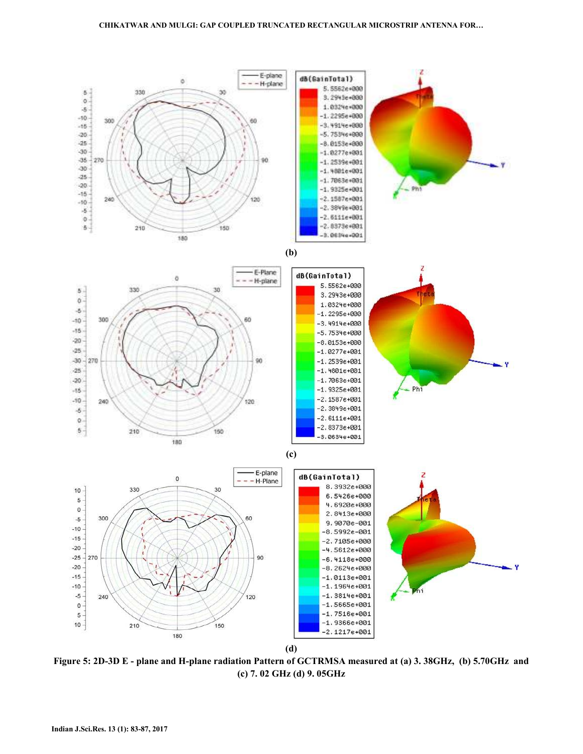(b)

(c)

(d)

**Figure 5: 2D-3D E - plane and H-plane radiation Pattern of GCTRMSA measured at (a) 3. 38GHz, (b) 5.70GHz and (c) 7. 02 GHz (d) 9. 05GHz**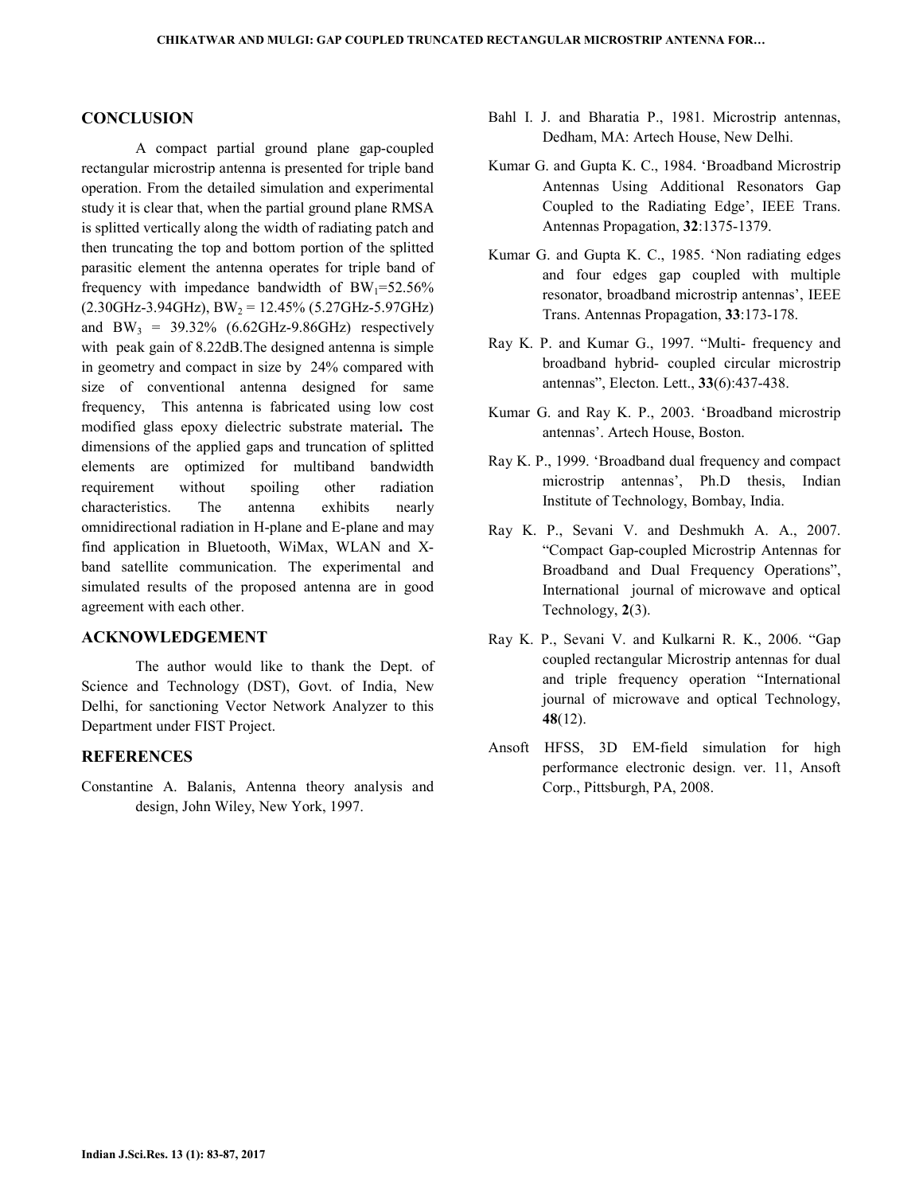## CONCLUSION

A compact partial ground plane gap-coupled rectangular microstrip antenna is presented for triple band operation. From the detailed simulation and experimental study it is clear that, when the partial ground plane RMSA is splitted vertically along the width of radiating patch and then truncating the top and bottom portion of the splitted parasitic element the antenna operates for triple band of frequency with impedance bandwidth of $BW_1$=52.56% (2.30GHz-3.94GHz), $BW_2$ = 12.45% (5.27GHz-5.97GHz) and $BW_3$ = 39.32% (6.62GHz-9.86GHz) respectively with peak gain of 8.22dB.The designed antenna is simple in geometry and compact in size by 24% compared with size of conventional antenna designed for same frequency, This antenna is fabricated using low cost modified glass epoxy dielectric substrate material**.** The dimensions of the applied gaps and truncation of splitted elements are optimized for multiband bandwidth requirement without spoiling other radiation characteristics. The antenna exhibits nearly omnidirectional radiation in H-plane and E-plane and may find application in Bluetooth, WiMax, WLAN and X-band satellite communication. The experimental and simulated results of the proposed antenna are in good agreement with each other.

## ACKNOWLEDGEMENT

The author would like to thank the Dept. of Science and Technology (DST), Govt. of India, New Delhi, for sanctioning Vector Network Analyzer to this Department under FIST Project.

## REFERENCES

Constantine A. Balanis, Antenna theory analysis and design, John Wiley, New York, 1997.

Bahl I. J. and Bharatia P., 1981. Microstrip antennas, Dedham, MA: Artech House, New Delhi.

Kumar G. and Gupta K. C., 1984. 'Broadband Microstrip Antennas Using Additional Resonators Gap Coupled to the Radiating Edge', IEEE Trans. Antennas Propagation, **32**:1375-1379.

Kumar G. and Gupta K. C., 1985. 'Non radiating edges and four edges gap coupled with multiple resonator, broadband microstrip antennas', IEEE Trans. Antennas Propagation, **33**:173-178.

Ray K. P. and Kumar G., 1997. "Multi- frequency and broadband hybrid- coupled circular microstrip antennas", Electon. Lett., **33**(6):437-438.

Kumar G. and Ray K. P., 2003. 'Broadband microstrip antennas'. Artech House, Boston.

Ray K. P., 1999. 'Broadband dual frequency and compact microstrip antennas', Ph.D thesis, Indian Institute of Technology, Bombay, India.

Ray K. P., Sevani V. and Deshmukh A. A., 2007. "Compact Gap-coupled Microstrip Antennas for Broadband and Dual Frequency Operations", International journal of microwave and optical Technology, **2**(3).

Ray K. P., Sevani V. and Kulkarni R. K., 2006. "Gap coupled rectangular Microstrip antennas for dual and triple frequency operation "International journal of microwave and optical Technology, **48**(12).

Ansoft HFSS, 3D EM-field simulation for high performance electronic design. ver. 11, Ansoft Corp., Pittsburgh, PA, 2008.